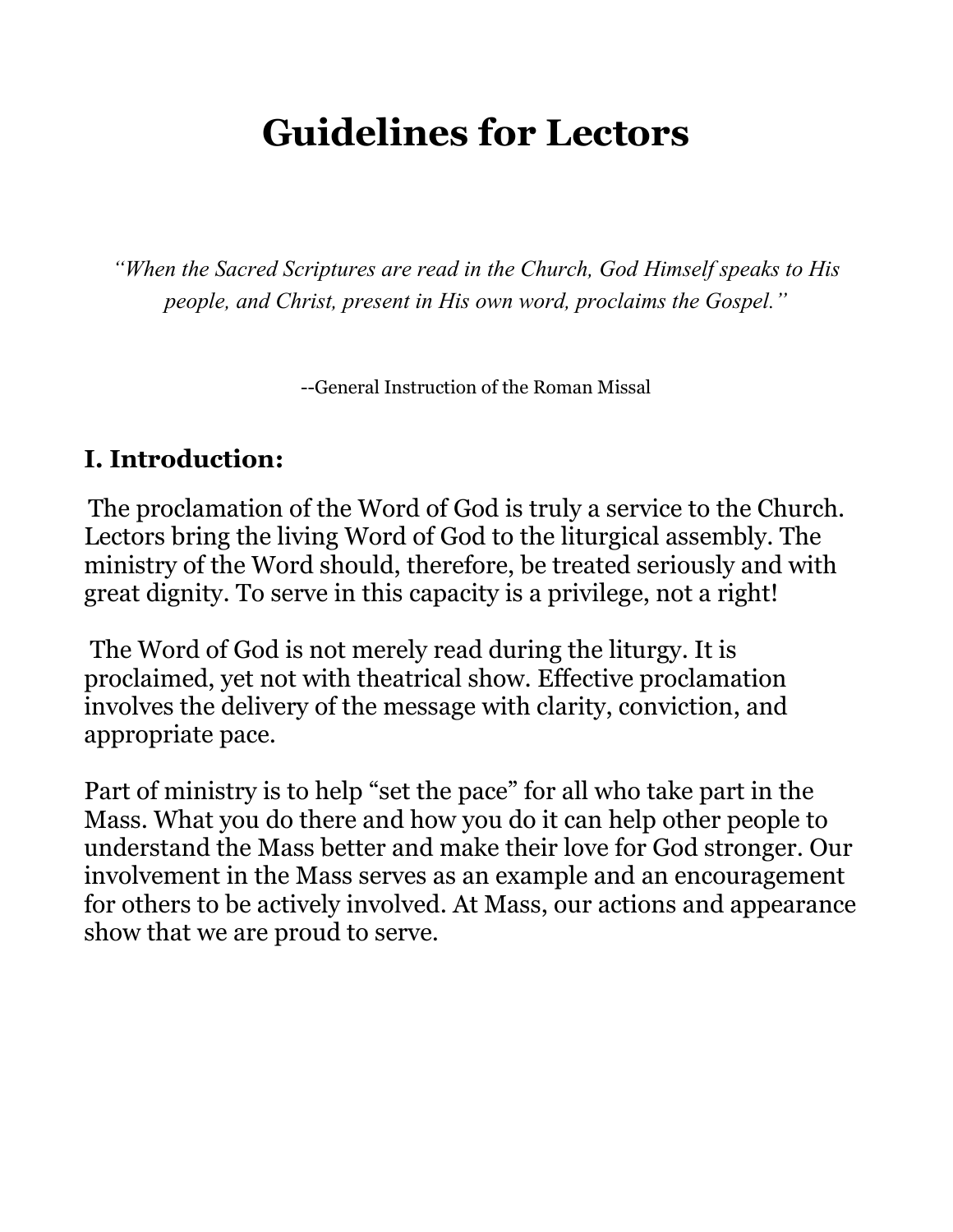# Guidelines for Lectors

*"When the Sacred Scriptures are read in the Church, God Himself speaks to His people, and Christ, present in His own word, proclaims the Gospel."*

--General Instruction of the Roman Missal

## I. Introduction:

The proclamation of the Word of God is truly a service to the Church. Lectors bring the living Word of God to the liturgical assembly. The ministry of the Word should, therefore, be treated seriously and with great dignity. To serve in this capacity is a privilege, not a right!

The Word of God is not merely read during the liturgy. It is proclaimed, yet not with theatrical show. Effective proclamation involves the delivery of the message with clarity, conviction, and appropriate pace.

Part of ministry is to help "set the pace" for all who take part in the Mass. What you do there and how you do it can help other people to understand the Mass better and make their love for God stronger. Our involvement in the Mass serves as an example and an encouragement for others to be actively involved. At Mass, our actions and appearance show that we are proud to serve.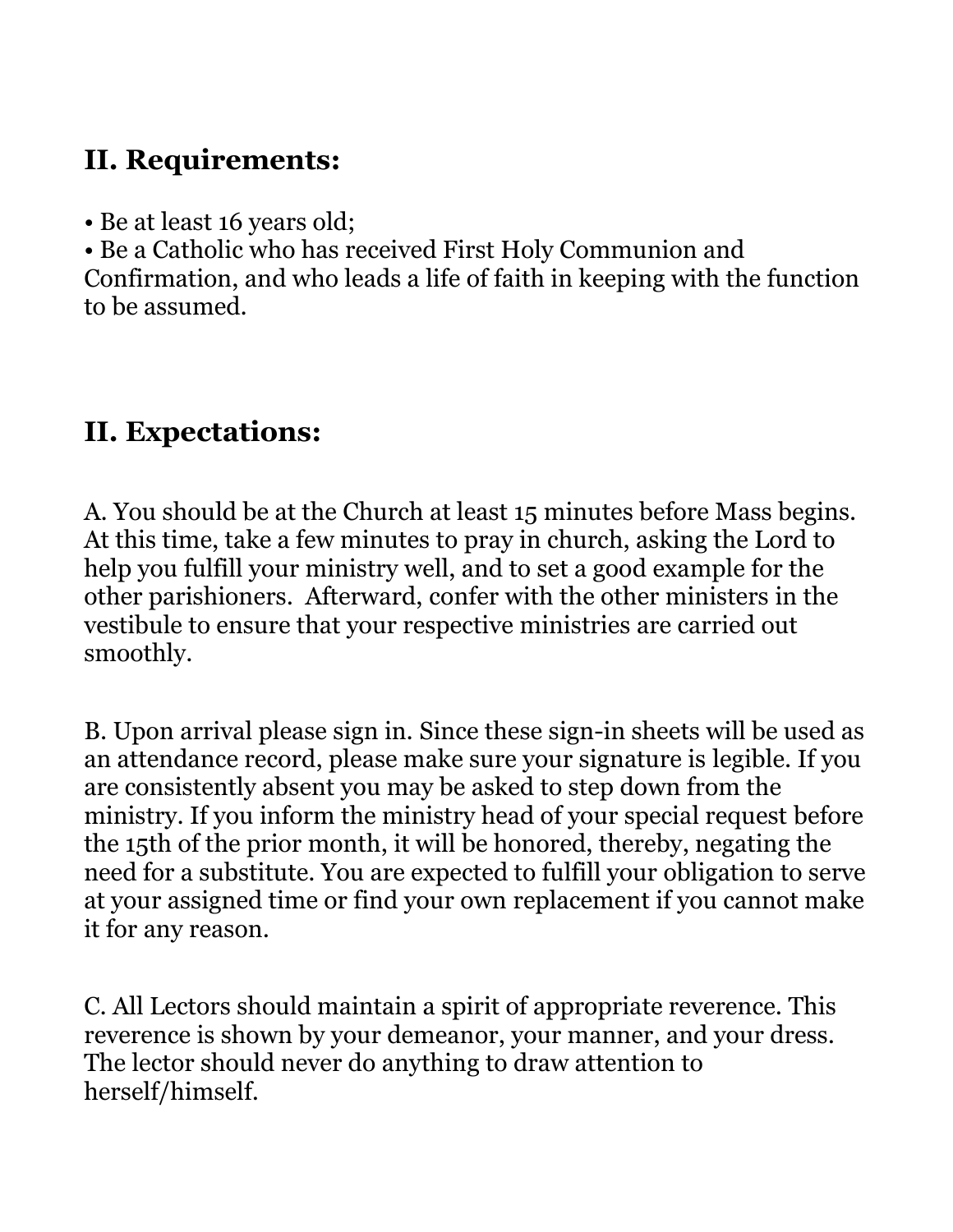## II. Requirements:

• Be at least 16 years old;
• Be a Catholic who has received First Holy Communion and Confirmation, and who leads a life of faith in keeping with the function to be assumed.

## II. Expectations:

A. You should be at the Church at least 15 minutes before Mass begins. At this time, take a few minutes to pray in church, asking the Lord to help you fulfill your ministry well, and to set a good example for the other parishioners. Afterward, confer with the other ministers in the vestibule to ensure that your respective ministries are carried out smoothly.

B. Upon arrival please sign in. Since these sign-in sheets will be used as an attendance record, please make sure your signature is legible. If you are consistently absent you may be asked to step down from the ministry. If you inform the ministry head of your special request before the 15th of the prior month, it will be honored, thereby, negating the need for a substitute. You are expected to fulfill your obligation to serve at your assigned time or find your own replacement if you cannot make it for any reason.

C. All Lectors should maintain a spirit of appropriate reverence. This reverence is shown by your demeanor, your manner, and your dress. The lector should never do anything to draw attention to herself/himself.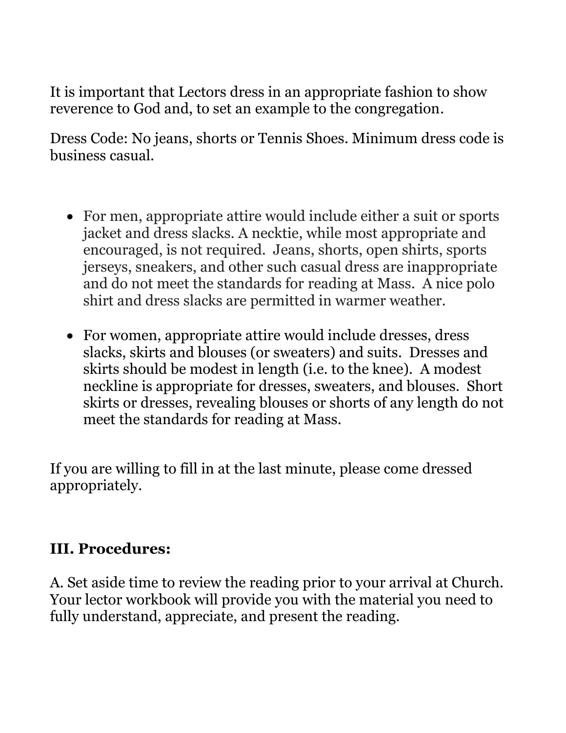It is important that Lectors dress in an appropriate fashion to show reverence to God and, to set an example to the congregation.

Dress Code: No jeans, shorts or Tennis Shoes. Minimum dress code is business casual.

- For men, appropriate attire would include either a suit or sports jacket and dress slacks. A necktie, while most appropriate and encouraged, is not required. Jeans, shorts, open shirts, sports jerseys, sneakers, and other such casual dress are inappropriate and do not meet the standards for reading at Mass. A nice polo shirt and dress slacks are permitted in warmer weather.
- For women, appropriate attire would include dresses, dress slacks, skirts and blouses (or sweaters) and suits. Dresses and skirts should be modest in length (i.e. to the knee). A modest neckline is appropriate for dresses, sweaters, and blouses. Short skirts or dresses, revealing blouses or shorts of any length do not meet the standards for reading at Mass.

If you are willing to fill in at the last minute, please come dressed appropriately.

## III. Procedures:

A. Set aside time to review the reading prior to your arrival at Church. Your lector workbook will provide you with the material you need to fully understand, appreciate, and present the reading.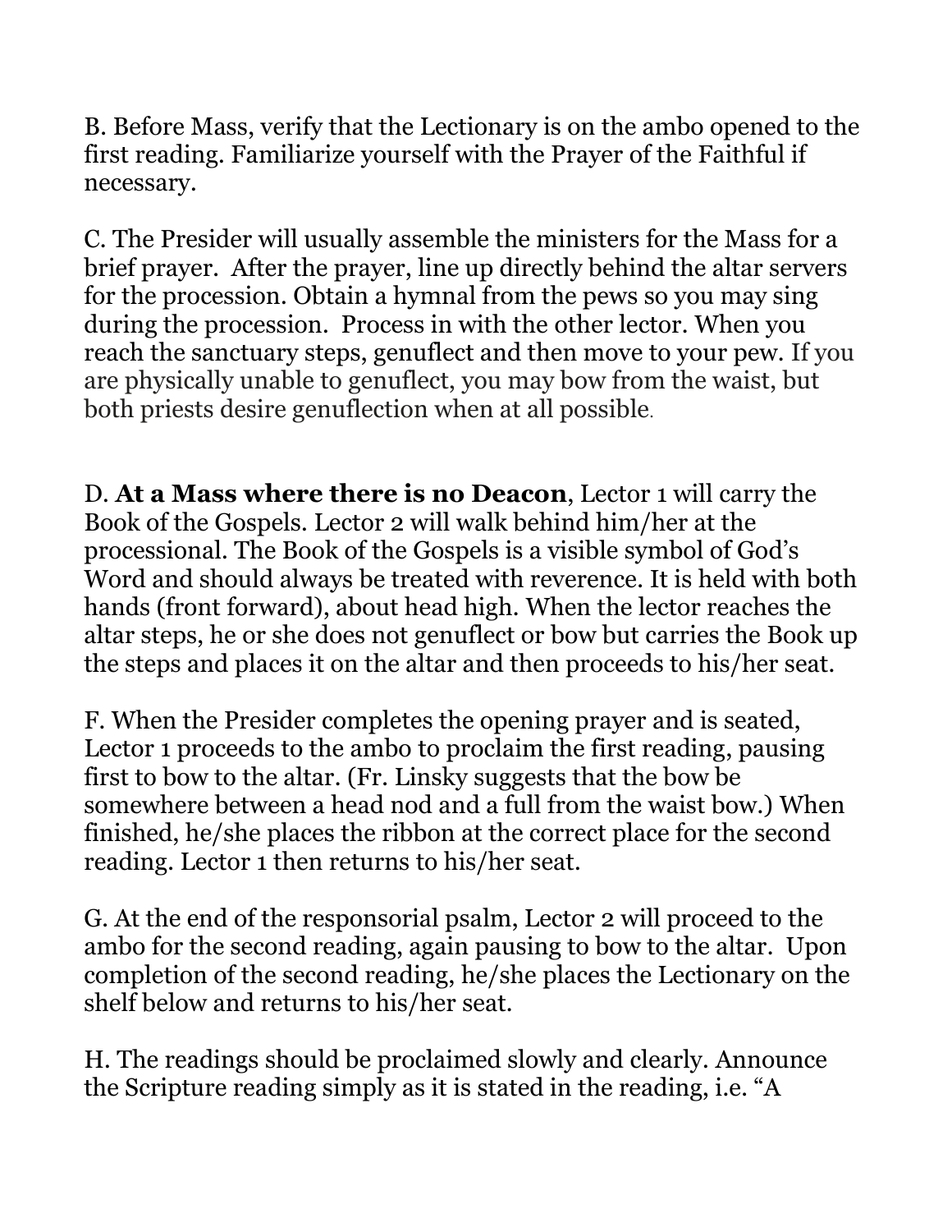B. Before Mass, verify that the Lectionary is on the ambo opened to the first reading. Familiarize yourself with the Prayer of the Faithful if necessary.

C. The Presider will usually assemble the ministers for the Mass for a brief prayer. After the prayer, line up directly behind the altar servers for the procession. Obtain a hymnal from the pews so you may sing during the procession. Process in with the other lector. When you reach the sanctuary steps, genuflect and then move to your pew. If you are physically unable to genuflect, you may bow from the waist, but both priests desire genuflection when at all possible.

D. **At a Mass where there is no Deacon**, Lector 1 will carry the Book of the Gospels. Lector 2 will walk behind him/her at the processional. The Book of the Gospels is a visible symbol of God's Word and should always be treated with reverence. It is held with both hands (front forward), about head high. When the lector reaches the altar steps, he or she does not genuflect or bow but carries the Book up the steps and places it on the altar and then proceeds to his/her seat.

F. When the Presider completes the opening prayer and is seated, Lector 1 proceeds to the ambo to proclaim the first reading, pausing first to bow to the altar. (Fr. Linsky suggests that the bow be somewhere between a head nod and a full from the waist bow.) When finished, he/she places the ribbon at the correct place for the second reading. Lector 1 then returns to his/her seat.

G. At the end of the responsorial psalm, Lector 2 will proceed to the ambo for the second reading, again pausing to bow to the altar. Upon completion of the second reading, he/she places the Lectionary on the shelf below and returns to his/her seat.

H. The readings should be proclaimed slowly and clearly. Announce the Scripture reading simply as it is stated in the reading, i.e. "A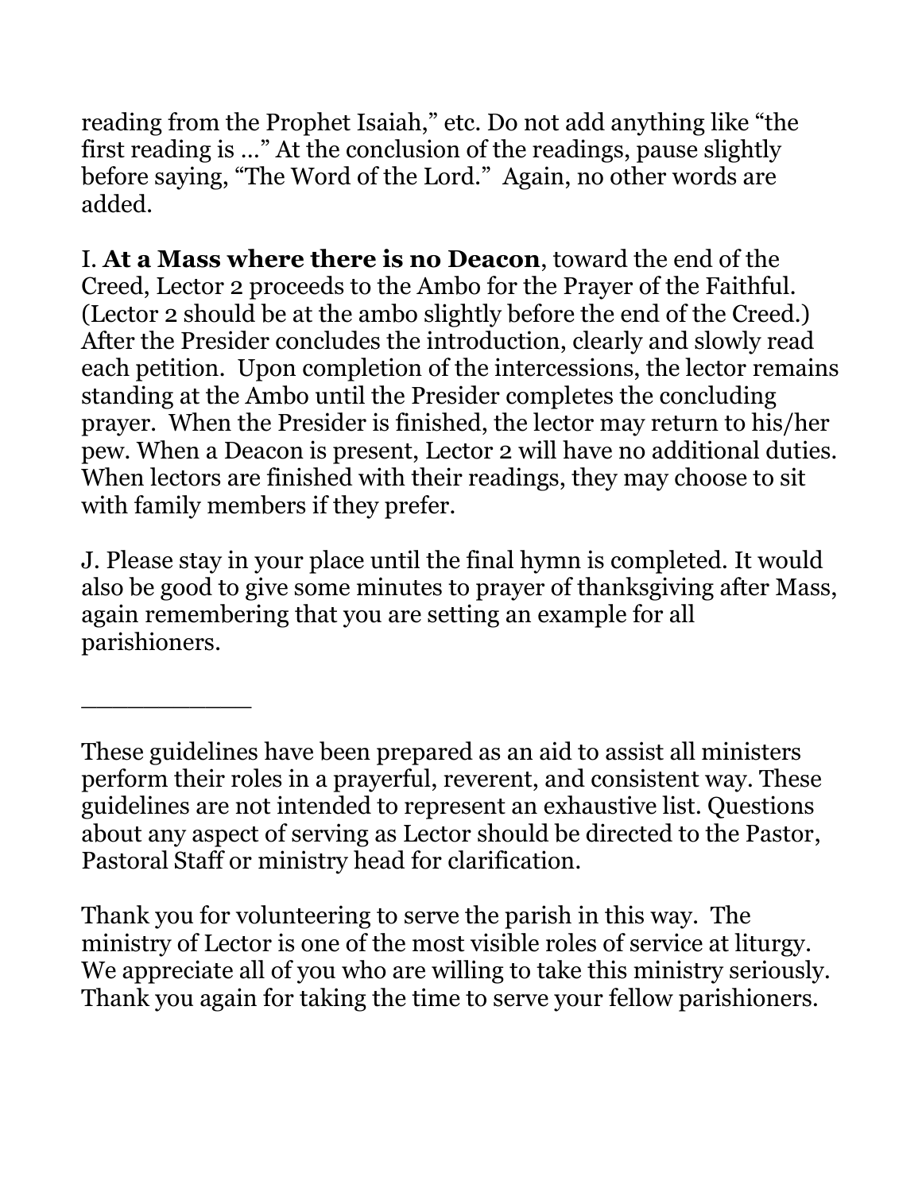reading from the Prophet Isaiah," etc. Do not add anything like "the first reading is …" At the conclusion of the readings, pause slightly before saying, "The Word of the Lord." Again, no other words are added.

I. **At a Mass where there is no Deacon**, toward the end of the Creed, Lector 2 proceeds to the Ambo for the Prayer of the Faithful. (Lector 2 should be at the ambo slightly before the end of the Creed.) After the Presider concludes the introduction, clearly and slowly read each petition. Upon completion of the intercessions, the lector remains standing at the Ambo until the Presider completes the concluding prayer. When the Presider is finished, the lector may return to his/her pew. When a Deacon is present, Lector 2 will have no additional duties. When lectors are finished with their readings, they may choose to sit with family members if they prefer.

J. Please stay in your place until the final hymn is completed. It would also be good to give some minutes to prayer of thanksgiving after Mass, again remembering that you are setting an example for all parishioners.

___________

These guidelines have been prepared as an aid to assist all ministers perform their roles in a prayerful, reverent, and consistent way. These guidelines are not intended to represent an exhaustive list. Questions about any aspect of serving as Lector should be directed to the Pastor, Pastoral Staff or ministry head for clarification.

Thank you for volunteering to serve the parish in this way. The ministry of Lector is one of the most visible roles of service at liturgy. We appreciate all of you who are willing to take this ministry seriously. Thank you again for taking the time to serve your fellow parishioners.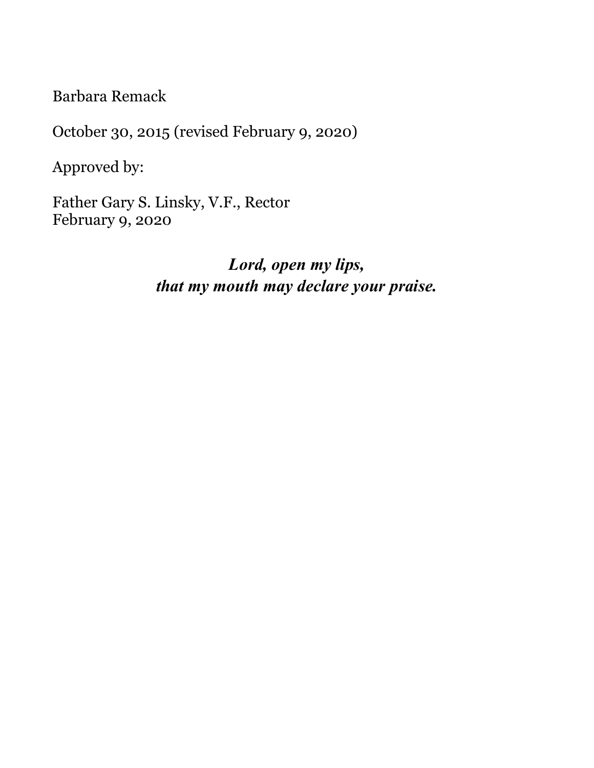Barbara Remack

October 30, 2015 (revised February 9, 2020)

Approved by:

Father Gary S. Linsky, V.F., Rector
February 9, 2020

***Lord, open my lips,***
***that my mouth may declare your praise.***